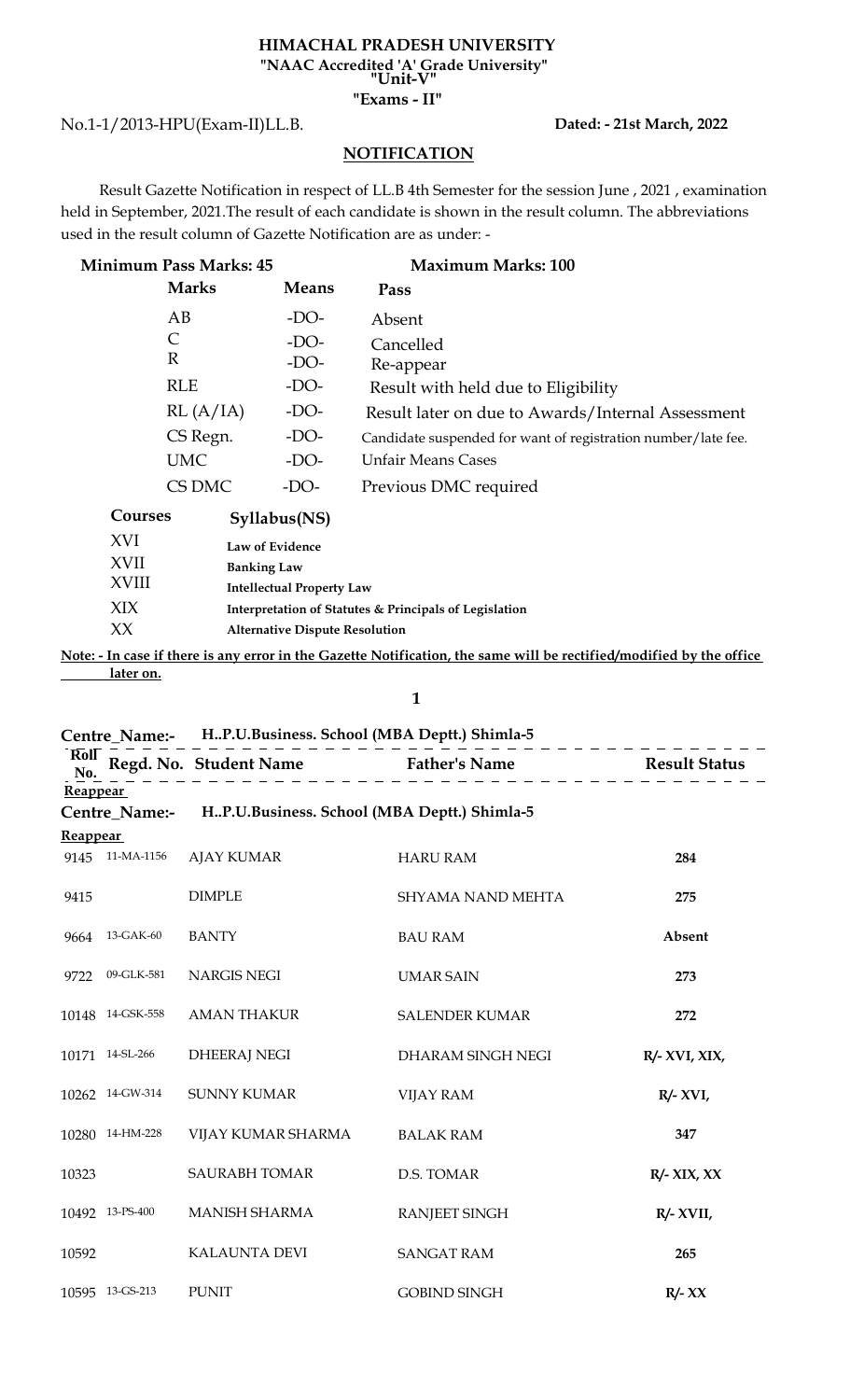**HIMACHAL PRADESH UNIVERSITY**
**"NAAC Accredited 'A' Grade University"**
**"Unit-V"**
**"Exams - II"**

No.1-1/2013-HPU(Exam-II)LL.B. **Dated: - 21st March, 2022**

## NOTIFICATION

Result Gazette Notification in respect of LL.B 4th Semester for the session June , 2021 , examination held in September, 2021.The result of each candidate is shown in the result column. The abbreviations used in the result column of Gazette Notification are as under: -

**Minimum Pass Marks: 45** **Maximum Marks: 100**

| Marks | Means | Pass |
|---|---|---|
| AB | -DO- | Absent |
| C | -DO- | Cancelled |
| R | -DO- | Re-appear |
| RLE | -DO- | Result with held due to Eligibility |
| RL (A/IA) | -DO- | Result later on due to Awards/Internal Assessment |
| CS Regn. | -DO- | Candidate suspended for want of registration number/late fee. |
| UMC | -DO- | Unfair Means Cases |
| CS DMC | -DO- | Previous DMC required |

| Courses | Syllabus(NS) |
|---|---|
| XVI | Law of Evidence |
| XVII | Banking Law |
| XVIII | Intellectual Property Law |
| XIX | Interpretation of Statutes & Principals of Legislation |
| XX | Alternative Dispute Resolution |

**Note: - In case if there is any error in the Gazette Notification, the same will be rectified/modified by the office later on.**

**Centre_Name:- H..P.U.Business. School (MBA Deptt.) Shimla-5**

**Reappear**

**Centre_Name:- H..P.U.Business. School (MBA Deptt.) Shimla-5**

**Reappear**

| Roll No. | Regd. No. | Student Name | Father's Name | Result Status |
|---|---|---|---|---|
| 9145 | 11-MA-1156 | AJAY KUMAR | HARU RAM | 284 |
| 9415 | | DIMPLE | SHYAMA NAND MEHTA | 275 |
| 9664 | 13-GAK-60 | BANTY | BAU RAM | Absent |
| 9722 | 09-GLK-581 | NARGIS NEGI | UMAR SAIN | 273 |
| 10148 | 14-GSK-558 | AMAN THAKUR | SALENDER KUMAR | 272 |
| 10171 | 14-SL-266 | DHEERAJ NEGI | DHARAM SINGH NEGI | R/- XVI, XIX, |
| 10262 | 14-GW-314 | SUNNY KUMAR | VIJAY RAM | R/- XVI, |
| 10280 | 14-HM-228 | VIJAY KUMAR SHARMA | BALAK RAM | 347 |
| 10323 | | SAURABH TOMAR | D.S. TOMAR | R/- XIX, XX |
| 10492 | 13-PS-400 | MANISH SHARMA | RANJEET SINGH | R/- XVII, |
| 10592 | | KALAUNTA DEVI | SANGAT RAM | 265 |
| 10595 | 13-GS-213 | PUNIT | GOBIND SINGH | R/- XX |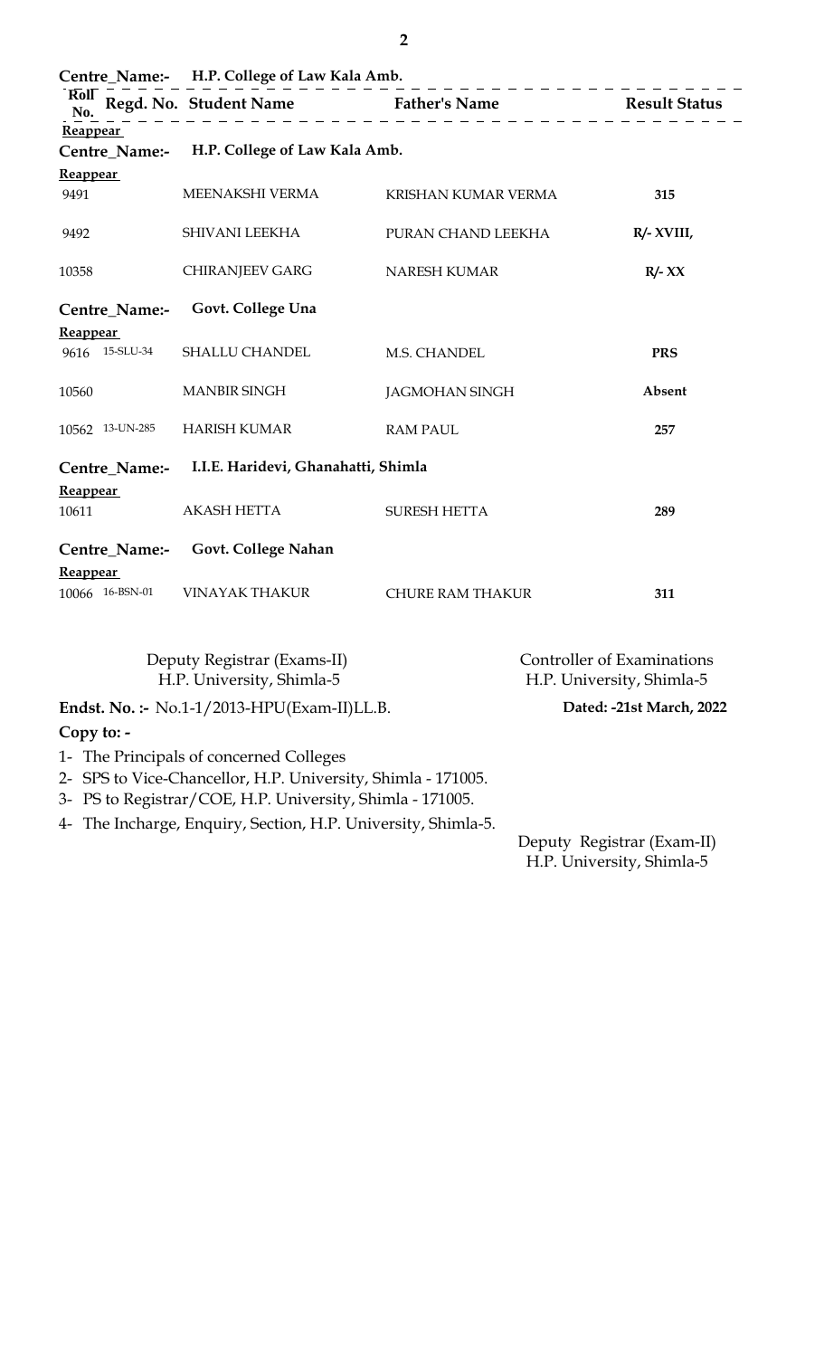**Centre_Name:- H.P. College of Law Kala Amb.**

| Roll No. | Regd. No. | Student Name | Father's Name | Result Status |
|---|---|---|---|---|
| **Reappear** | | | | |
| **Centre_Name:-** | | **H.P. College of Law Kala Amb.** | | |
| **Reappear** | | | | |
| 9491 | | MEENAKSHI VERMA | KRISHAN KUMAR VERMA | **315** |
| 9492 | | SHIVANI LEEKHA | PURAN CHAND LEEKHA | **R/- XVIII,** |
| 10358 | | CHIRANJEEV GARG | NARESH KUMAR | **R/- XX** |
| **Centre_Name:-** | | **Govt. College Una** | | |
| **Reappear** | | | | |
| 9616 | 15-SLU-34 | SHALLU CHANDEL | M.S. CHANDEL | **PRS** |
| 10560 | | MANBIR SINGH | JAGMOHAN SINGH | **Absent** |
| 10562 | 13-UN-285 | HARISH KUMAR | RAM PAUL | **257** |
| **Centre_Name:-** | | **I.I.E. Haridevi, Ghanahatti, Shimla** | | |
| **Reappear** | | | | |
| 10611 | | AKASH HETTA | SURESH HETTA | **289** |
| **Centre_Name:-** | | **Govt. College Nahan** | | |
| **Reappear** | | | | |
| 10066 | 16-BSN-01 | VINAYAK THAKUR | CHURE RAM THAKUR | **311** |

Deputy Registrar (Exams-II)
H.P. University, Shimla-5

Controller of Examinations
H.P. University, Shimla-5

**Endst. No. :-** No.1-1/2013-HPU(Exam-II)LL.B. **Dated: -21st March, 2022**

**Copy to: -**

1- The Principals of concerned Colleges
2- SPS to Vice-Chancellor, H.P. University, Shimla - 171005.
3- PS to Registrar/COE, H.P. University, Shimla - 171005.
4- The Incharge, Enquiry, Section, H.P. University, Shimla-5.

Deputy Registrar (Exam-II)
H.P. University, Shimla-5